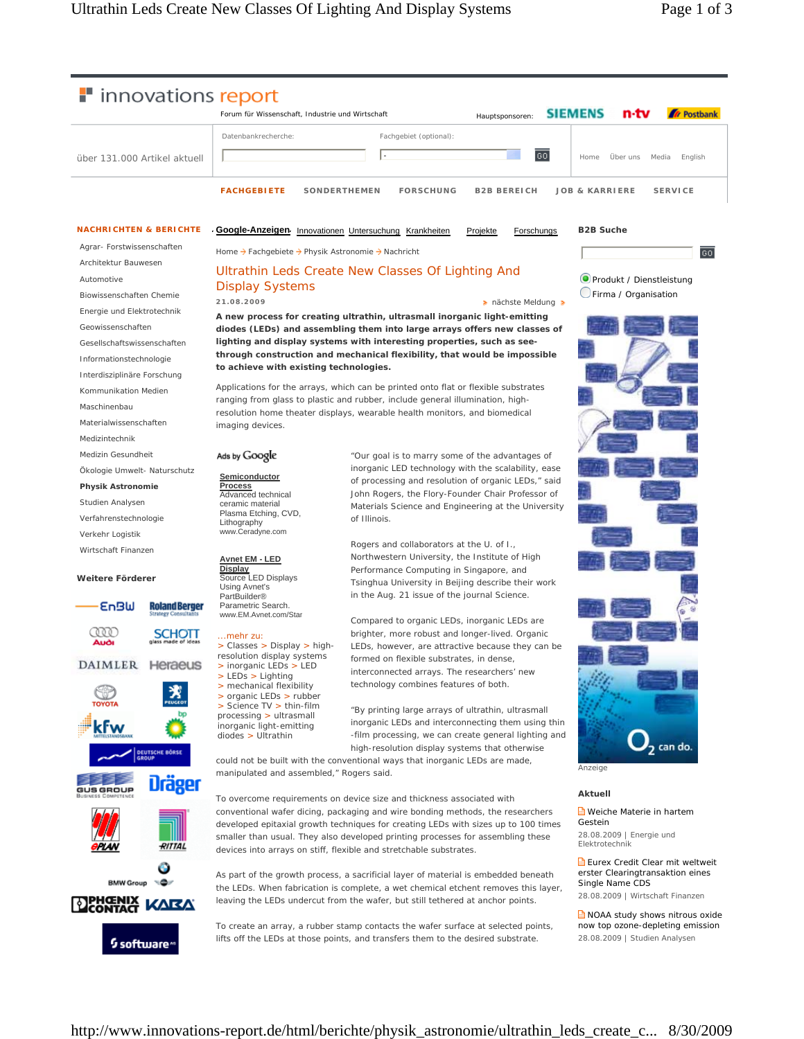innovations report

Forum für Wissenschaft, Industrie und Wirtschaft

Hauptsponsoren: SIEMENS n-tv Postbank

über 131.000 Artikel aktuell

Datenbankrecherche: Fachgebiet (optional): GO

Home Über uns Media English

FACHGEBIETE SONDERTHEMEN FORSCHUNG B2B BEREICH JOB & KARRIERE SERVICE

**NACHRICHTEN & BERICHTE**

- Agrar- Forstwissenschaften
- Architektur Bauwesen
- Automotive
- Biowissenschaften Chemie
- Energie und Elektrotechnik
- Geowissenschaften
- Gesellschaftswissenschaften
- Informationstechnologie
- Interdisziplinäre Forschung
- Kommunikation Medien
- Maschinenbau
- Materialwissenschaften
- Medizintechnik
- Medizin Gesundheit
- Ökologie Umwelt- Naturschutz
- **Physik Astronomie**
- Studien Analysen
- Verfahrenstechnologie
- Verkehr Logistik
- Wirtschaft Finanzen

**Weitere Förderer**

Google-Anzeigen Innovationen Untersuchung Krankheiten Projekte Forschungs

Home → Fachgebiete → Physik Astronomie → Nachricht

# Ultrathin Leds Create New Classes Of Lighting And Display Systems

21.08.2009 nächste Meldung

**A new process for creating ultrathin, ultrasmall inorganic light-emitting diodes (LEDs) and assembling them into large arrays offers new classes of lighting and display systems with interesting properties, such as see-through construction and mechanical flexibility, that would be impossible to achieve with existing technologies.**

Applications for the arrays, which can be printed onto flat or flexible substrates ranging from glass to plastic and rubber, include general illumination, high-resolution home theater displays, wearable health monitors, and biomedical imaging devices.

"Our goal is to marry some of the advantages of inorganic LED technology with the scalability, ease of processing and resolution of organic LEDs," said John Rogers, the Flory-Founder Chair Professor of Materials Science and Engineering at the University of Illinois.

Rogers and collaborators at the U. of I., Northwestern University, the Institute of High Performance Computing in Singapore, and Tsinghua University in Beijing describe their work in the Aug. 21 issue of the journal Science.

Compared to organic LEDs, inorganic LEDs are brighter, more robust and longer-lived. Organic LEDs, however, are attractive because they can be formed on flexible substrates, in dense, interconnected arrays. The researchers' new technology combines features of both.

"By printing large arrays of ultrathin, ultrasmall inorganic LEDs and interconnecting them using thin-film processing, we can create general lighting and high-resolution display systems that otherwise could not be built with the conventional ways that inorganic LEDs are made, manipulated and assembled," Rogers said.

To overcome requirements on device size and thickness associated with conventional wafer dicing, packaging and wire bonding methods, the researchers developed epitaxial growth techniques for creating LEDs with sizes up to 100 times smaller than usual. They also developed printing processes for assembling these devices into arrays on stiff, flexible and stretchable substrates.

As part of the growth process, a sacrificial layer of material is embedded beneath the LEDs. When fabrication is complete, a wet chemical etchent removes this layer, leaving the LEDs undercut from the wafer, but still tethered at anchor points.

To create an array, a rubber stamp contacts the wafer surface at selected points, lifts off the LEDs at those points, and transfers them to the desired substrate.

Ads by Google

**Semiconductor Process**
Advanced technical ceramic material Plasma Etching, CVD, Lithography
www.Ceradyne.com

**Avnet EM - LED Display**
Source LED Displays Using Avnet's PartBuilder® Parametric Search.
www.EM.Avnet.com/Star

...mehr zu:
> Classes > Display > high-resolution display systems > inorganic LEDs > LED > LEDs > Lighting > mechanical flexibility > organic LEDs > rubber > Science TV > thin-film processing > ultrasmall inorganic light-emitting diodes > Ultrathin

**B2B Suche**

GO

- Produkt / Dienstleistung
- Firma / Organisation

Anzeige

**Aktuell**

Weiche Materie in hartem Gestein
28.08.2009 | Energie und Elektrotechnik

Eurex Credit Clear mit weltweit erster Clearingtransaktion eines Single Name CDS
28.08.2009 | Wirtschaft Finanzen

NOAA study shows nitrous oxide now top ozone-depleting emission
28.08.2009 | Studien Analysen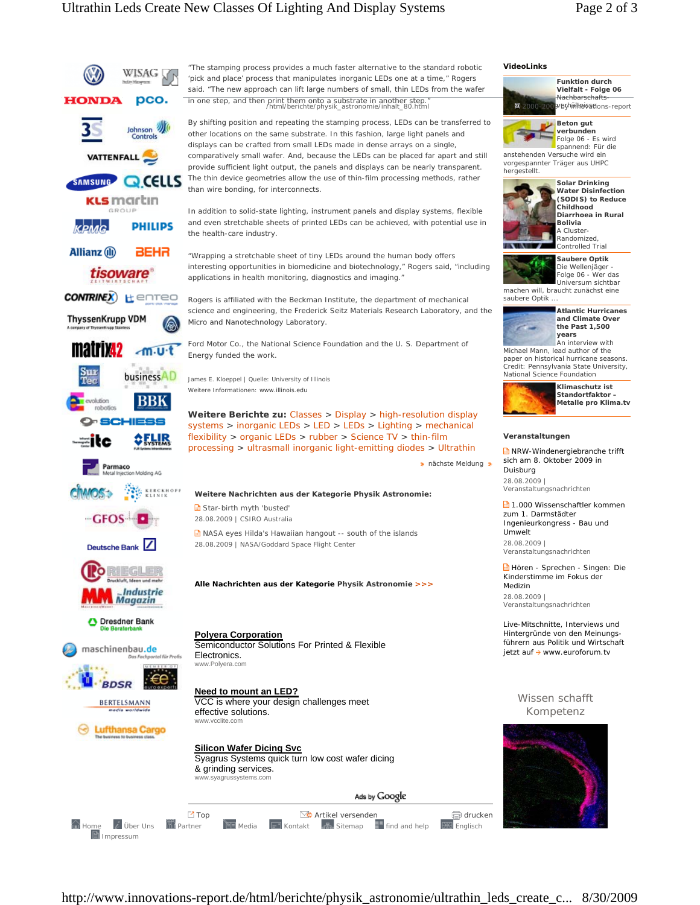"The stamping process provides a much faster alternative to the standard robotic 'pick and place' process that manipulates inorganic LEDs one at a time," Rogers said. "The new approach can lift large numbers of small, thin LEDs from the wafer in one step, and then print them onto a substrate in another step."

By shifting position and repeating the stamping process, LEDs can be transferred to other locations on the same substrate. In this fashion, large light panels and displays can be crafted from small LEDs made in dense arrays on a single, comparatively small wafer. And, because the LEDs can be placed far apart and still provide sufficient light output, the panels and displays can be nearly transparent. The thin device geometries allow the use of thin-film processing methods, rather than wire bonding, for interconnects.

In addition to solid-state lighting, instrument panels and display systems, flexible and even stretchable sheets of printed LEDs can be achieved, with potential use in the health-care industry.

"Wrapping a stretchable sheet of tiny LEDs around the human body offers interesting opportunities in biomedicine and biotechnology," Rogers said, "including applications in health monitoring, diagnostics and imaging."

Rogers is affiliated with the Beckman Institute, the department of mechanical science and engineering, the Frederick Seitz Materials Research Laboratory, and the Micro and Nanotechnology Laboratory.

Ford Motor Co., the National Science Foundation and the U. S. Department of Energy funded the work.

James E. Kloeppel | Quelle: University of Illinois
Weitere Informationen: www.illinois.edu

**Weitere Berichte zu:** Classes > Display > high-resolution display systems > inorganic LEDs > LED > LEDs > Lighting > mechanical flexibility > organic LEDs > rubber > Science TV > thin-film processing > ultrasmall inorganic light-emitting diodes > Ultrathin

nächste Meldung

**Weitere Nachrichten aus der Kategorie Physik Astronomie:**

Star-birth myth 'busted'
28.08.2009 | CSIRO Australia

NASA eyes Hilda's Hawaiian hangout -- south of the islands
28.08.2009 | NASA/Goddard Space Flight Center

**Alle Nachrichten aus der Kategorie Physik Astronomie >>>**

**Polyera Corporation**
Semiconductor Solutions For Printed & Flexible Electronics.
www.Polyera.com

**Need to mount an LED?**
VCC is where your design challenges meet effective solutions.
www.vcclite.com

**Silicon Wafer Dicing Svc**
Syagrus Systems quick turn low cost wafer dicing & grinding services.
www.syagrussystems.com

Ads by Google

Top | Artikel versenden | drucken

Home | Über Uns | Partner | Media | Kontakt | Sitemap | find and help | Englisch | Impressum

**VideoLinks**

**Funktion durch Vielfalt - Folge 06**
Nachbarschafts-verhältnisse

**Beton gut verbunden**
Folge 06 - Es wird spannend: Für die anstehenden Versuche wird ein vorgespannter Träger aus UHPC hergestellt.

**Solar Drinking Water Disinfection (SODIS) to Reduce Childhood Diarrhoea in Rural Bolivia**
A Cluster-Randomized, Controlled Trial

**Saubere Optik**
Die Wellenjäger - Folge 06 - Wer das Universum sichtbar machen will, braucht zunächst eine saubere Optik ...

**Atlantic Hurricanes and Climate Over the Past 1,500 years**
An interview with Michael Mann, lead author of the paper on historical hurricane seasons. Credit: Pennsylvania State University, National Science Foundation

**Klimaschutz ist Standortfaktor - Metalle pro Klima.tv**

**Veranstaltungen**

NRW-Windenergiebranche trifft sich am 8. Oktober 2009 in Duisburg
28.08.2009 | Veranstaltungsnachrichten

1.000 Wissenschaftler kommen zum 1. Darmstädter Ingenieurkongress - Bau und Umwelt
28.08.2009 | Veranstaltungsnachrichten

Hören - Sprechen - Singen: Die Kinderstimme im Fokus der Medizin
28.08.2009 | Veranstaltungsnachrichten

Live-Mitschnitte, Interviews und Hintergründe von den Meinungsführern aus Politik und Wirtschaft jetzt auf www.euroforum.tv

Wissen schafft Kompetenz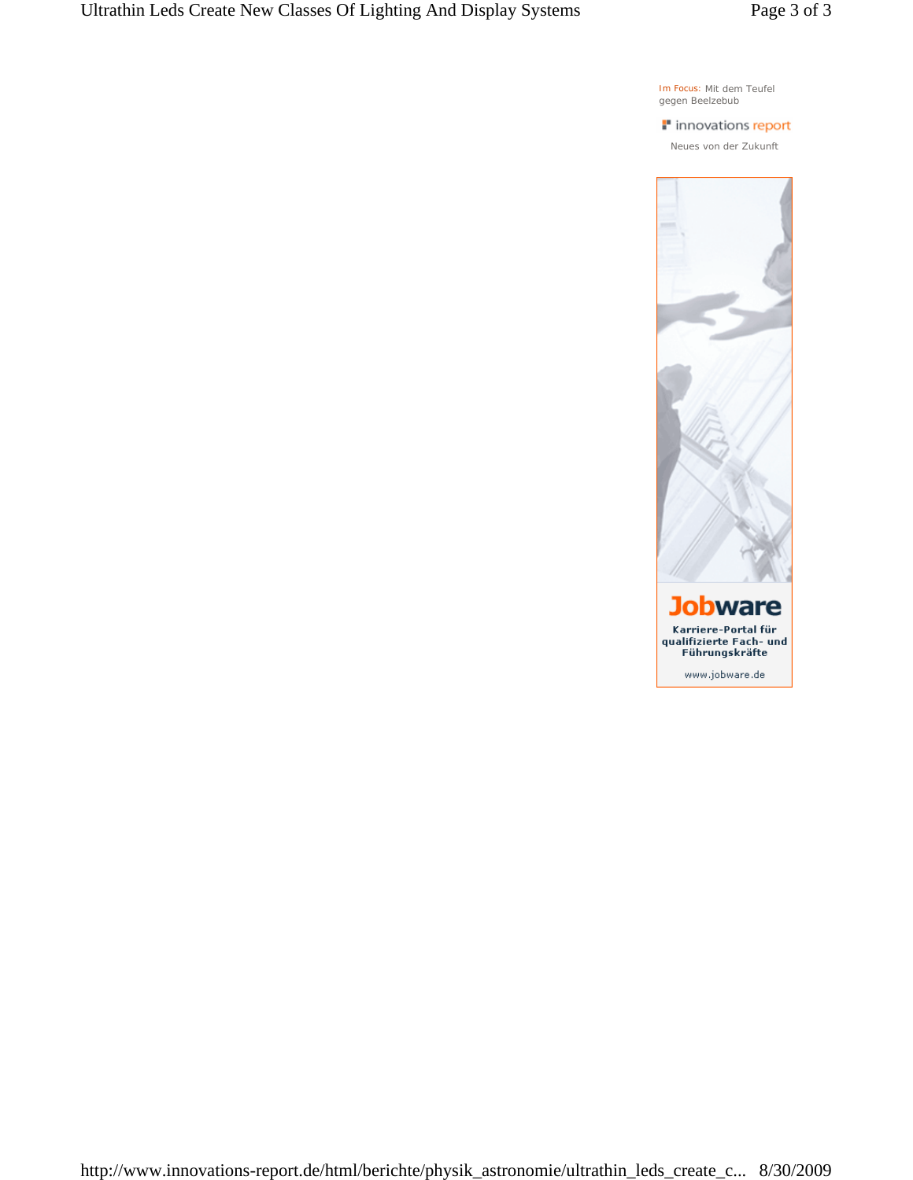Im Focus: Mit dem Teufel gegen Beelzebub

innovations report

Neues von der Zukunft

Jobware

Karriere-Portal für qualifizierte Fach- und Führungskräfte

www.jobware.de